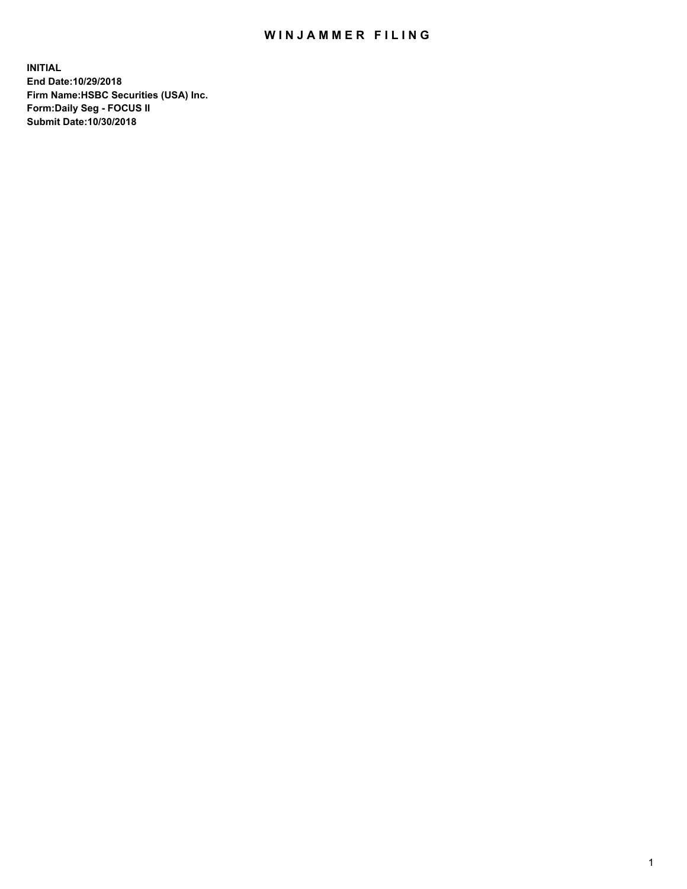# WINJAMMER FILING

**INITIAL**
**End Date:10/29/2018**
**Firm Name:HSBC Securities (USA) Inc.**
**Form:Daily Seg - FOCUS II**
**Submit Date:10/30/2018**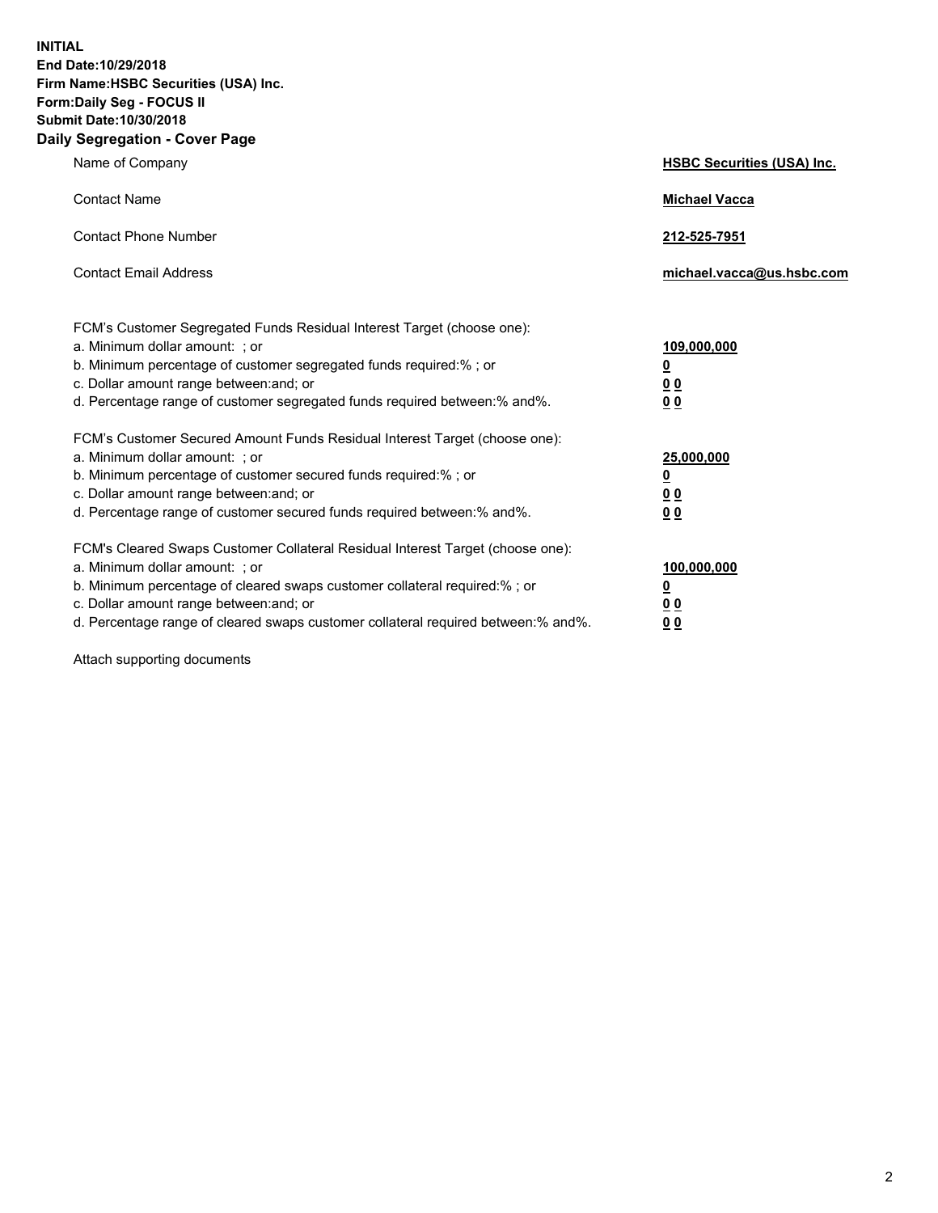**INITIAL**
**End Date:10/29/2018**
**Firm Name:HSBC Securities (USA) Inc.**
**Form:Daily Seg - FOCUS II**
**Submit Date:10/30/2018**

## Daily Segregation - Cover Page

| | |
|---|---|
| Name of Company | **HSBC Securities (USA) Inc.** |
| Contact Name | **Michael Vacca** |
| Contact Phone Number | **212-525-7951** |
| Contact Email Address | **michael.vacca@us.hsbc.com** |

| | |
|---|---|
| FCM's Customer Segregated Funds Residual Interest Target (choose one): | |
| a. Minimum dollar amount: ; or | **109,000,000** |
| b. Minimum percentage of customer segregated funds required:% ; or | **0** |
| c. Dollar amount range between:and; or | **0 0** |
| d. Percentage range of customer segregated funds required between:% and%. | **0 0** |
| FCM's Customer Secured Amount Funds Residual Interest Target (choose one): | |
| a. Minimum dollar amount: ; or | **25,000,000** |
| b. Minimum percentage of customer secured funds required:% ; or | **0** |
| c. Dollar amount range between:and; or | **0 0** |
| d. Percentage range of customer secured funds required between:% and%. | **0 0** |
| FCM's Cleared Swaps Customer Collateral Residual Interest Target (choose one): | |
| a. Minimum dollar amount: ; or | **100,000,000** |
| b. Minimum percentage of cleared swaps customer collateral required:% ; or | **0** |
| c. Dollar amount range between:and; or | **0 0** |
| d. Percentage range of cleared swaps customer collateral required between:% and%. | **0 0** |

Attach supporting documents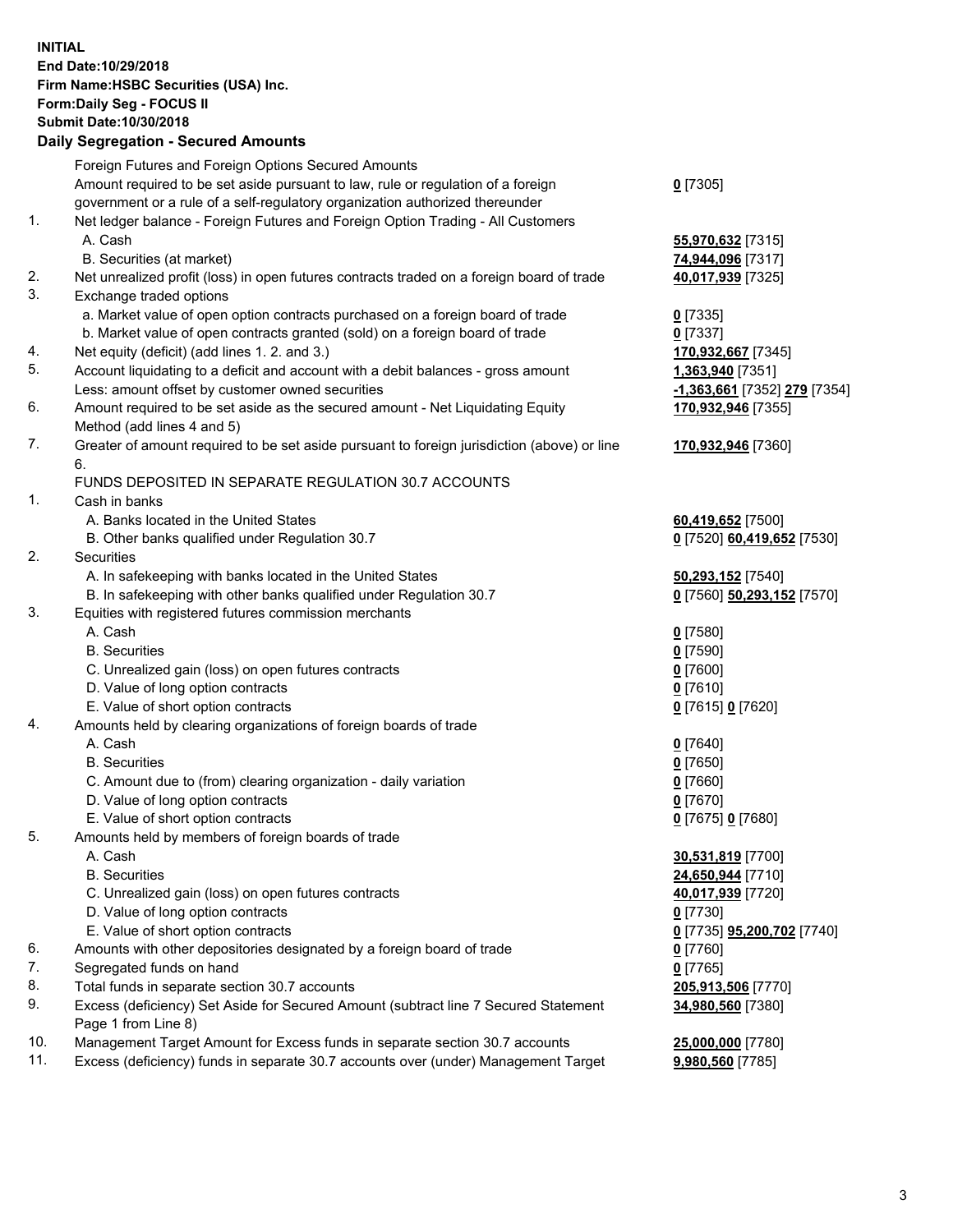**INITIAL**
**End Date:10/29/2018**
**Firm Name:HSBC Securities (USA) Inc.**
**Form:Daily Seg - FOCUS II**
**Submit Date:10/30/2018**

## Daily Segregation - Secured Amounts

| | | |
|---|---|---|
| | Foreign Futures and Foreign Options Secured Amounts | |
| | Amount required to be set aside pursuant to law, rule or regulation of a foreign government or a rule of a self-regulatory organization authorized thereunder | **0** [7305] |
| 1. | Net ledger balance - Foreign Futures and Foreign Option Trading - All Customers | |
| | A. Cash | **55,970,632** [7315] |
| | B. Securities (at market) | **74,944,096** [7317] |
| 2. | Net unrealized profit (loss) in open futures contracts traded on a foreign board of trade | **40,017,939** [7325] |
| 3. | Exchange traded options | |
| | a. Market value of open option contracts purchased on a foreign board of trade | **0** [7335] |
| | b. Market value of open contracts granted (sold) on a foreign board of trade | **0** [7337] |
| 4. | Net equity (deficit) (add lines 1. 2. and 3.) | **170,932,667** [7345] |
| 5. | Account liquidating to a deficit and account with a debit balances - gross amount | **1,363,940** [7351] |
| | Less: amount offset by customer owned securities | **-1,363,661** [7352] **279** [7354] |
| 6. | Amount required to be set aside as the secured amount - Net Liquidating Equity Method (add lines 4 and 5) | **170,932,946** [7355] |
| 7. | Greater of amount required to be set aside pursuant to foreign jurisdiction (above) or line 6. | **170,932,946** [7360] |
| | FUNDS DEPOSITED IN SEPARATE REGULATION 30.7 ACCOUNTS | |
| 1. | Cash in banks | |
| | A. Banks located in the United States | **60,419,652** [7500] |
| | B. Other banks qualified under Regulation 30.7 | **0** [7520] **60,419,652** [7530] |
| 2. | Securities | |
| | A. In safekeeping with banks located in the United States | **50,293,152** [7540] |
| | B. In safekeeping with other banks qualified under Regulation 30.7 | **0** [7560] **50,293,152** [7570] |
| 3. | Equities with registered futures commission merchants | |
| | A. Cash | **0** [7580] |
| | B. Securities | **0** [7590] |
| | C. Unrealized gain (loss) on open futures contracts | **0** [7600] |
| | D. Value of long option contracts | **0** [7610] |
| | E. Value of short option contracts | **0** [7615] **0** [7620] |
| 4. | Amounts held by clearing organizations of foreign boards of trade | |
| | A. Cash | **0** [7640] |
| | B. Securities | **0** [7650] |
| | C. Amount due to (from) clearing organization - daily variation | **0** [7660] |
| | D. Value of long option contracts | **0** [7670] |
| | E. Value of short option contracts | **0** [7675] **0** [7680] |
| 5. | Amounts held by members of foreign boards of trade | |
| | A. Cash | **30,531,819** [7700] |
| | B. Securities | **24,650,944** [7710] |
| | C. Unrealized gain (loss) on open futures contracts | **40,017,939** [7720] |
| | D. Value of long option contracts | **0** [7730] |
| | E. Value of short option contracts | **0** [7735] **95,200,702** [7740] |
| 6. | Amounts with other depositories designated by a foreign board of trade | **0** [7760] |
| 7. | Segregated funds on hand | **0** [7765] |
| 8. | Total funds in separate section 30.7 accounts | **205,913,506** [7770] |
| 9. | Excess (deficiency) Set Aside for Secured Amount (subtract line 7 Secured Statement Page 1 from Line 8) | **34,980,560** [7380] |
| 10. | Management Target Amount for Excess funds in separate section 30.7 accounts | **25,000,000** [7780] |
| 11. | Excess (deficiency) funds in separate 30.7 accounts over (under) Management Target | **9,980,560** [7785] |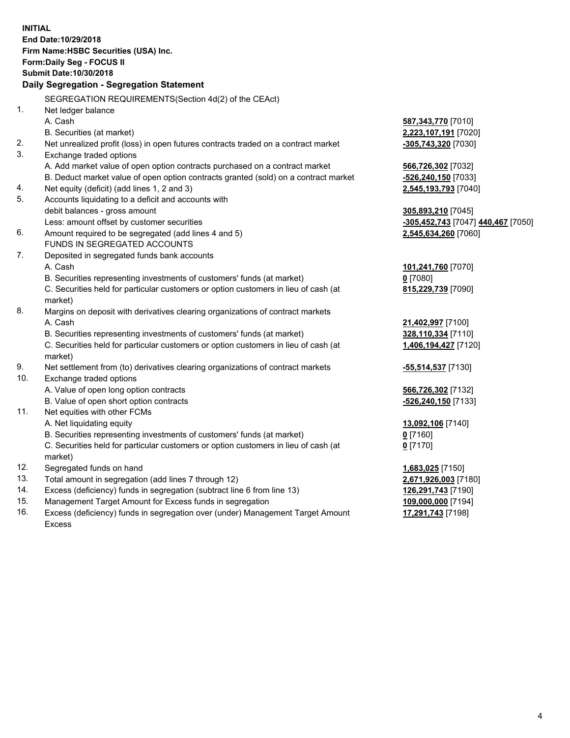**INITIAL**
**End Date:10/29/2018**
**Firm Name:HSBC Securities (USA) Inc.**
**Form:Daily Seg - FOCUS II**
**Submit Date:10/30/2018**

**Daily Segregation - Segregation Statement**

SEGREGATION REQUIREMENTS(Section 4d(2) of the CEAct)

| | | |
|---|---|---|
| 1. | Net ledger balance | |
| | A. Cash | **587,343,770** [7010] |
| | B. Securities (at market) | **2,223,107,191** [7020] |
| 2. | Net unrealized profit (loss) in open futures contracts traded on a contract market | **-305,743,320** [7030] |
| 3. | Exchange traded options | |
| | A. Add market value of open option contracts purchased on a contract market | **566,726,302** [7032] |
| | B. Deduct market value of open option contracts granted (sold) on a contract market | **-526,240,150** [7033] |
| 4. | Net equity (deficit) (add lines 1, 2 and 3) | **2,545,193,793** [7040] |
| 5. | Accounts liquidating to a deficit and accounts with debit balances - gross amount | **305,893,210** [7045] |
| | Less: amount offset by customer securities | **-305,452,743** [7047] **440,467** [7050] |
| 6. | Amount required to be segregated (add lines 4 and 5) | **2,545,634,260** [7060] |
| | FUNDS IN SEGREGATED ACCOUNTS | |
| 7. | Deposited in segregated funds bank accounts | |
| | A. Cash | **101,241,760** [7070] |
| | B. Securities representing investments of customers' funds (at market) | **0** [7080] |
| | C. Securities held for particular customers or option customers in lieu of cash (at market) | **815,229,739** [7090] |
| 8. | Margins on deposit with derivatives clearing organizations of contract markets | |
| | A. Cash | **21,402,997** [7100] |
| | B. Securities representing investments of customers' funds (at market) | **328,110,334** [7110] |
| | C. Securities held for particular customers or option customers in lieu of cash (at market) | **1,406,194,427** [7120] |
| 9. | Net settlement from (to) derivatives clearing organizations of contract markets | **-55,514,537** [7130] |
| 10. | Exchange traded options | |
| | A. Value of open long option contracts | **566,726,302** [7132] |
| | B. Value of open short option contracts | **-526,240,150** [7133] |
| 11. | Net equities with other FCMs | |
| | A. Net liquidating equity | **13,092,106** [7140] |
| | B. Securities representing investments of customers' funds (at market) | **0** [7160] |
| | C. Securities held for particular customers or option customers in lieu of cash (at market) | **0** [7170] |
| 12. | Segregated funds on hand | **1,683,025** [7150] |
| 13. | Total amount in segregation (add lines 7 through 12) | **2,671,926,003** [7180] |
| 14. | Excess (deficiency) funds in segregation (subtract line 6 from line 13) | **126,291,743** [7190] |
| 15. | Management Target Amount for Excess funds in segregation | **109,000,000** [7194] |
| 16. | Excess (deficiency) funds in segregation over (under) Management Target Amount Excess | **17,291,743** [7198] |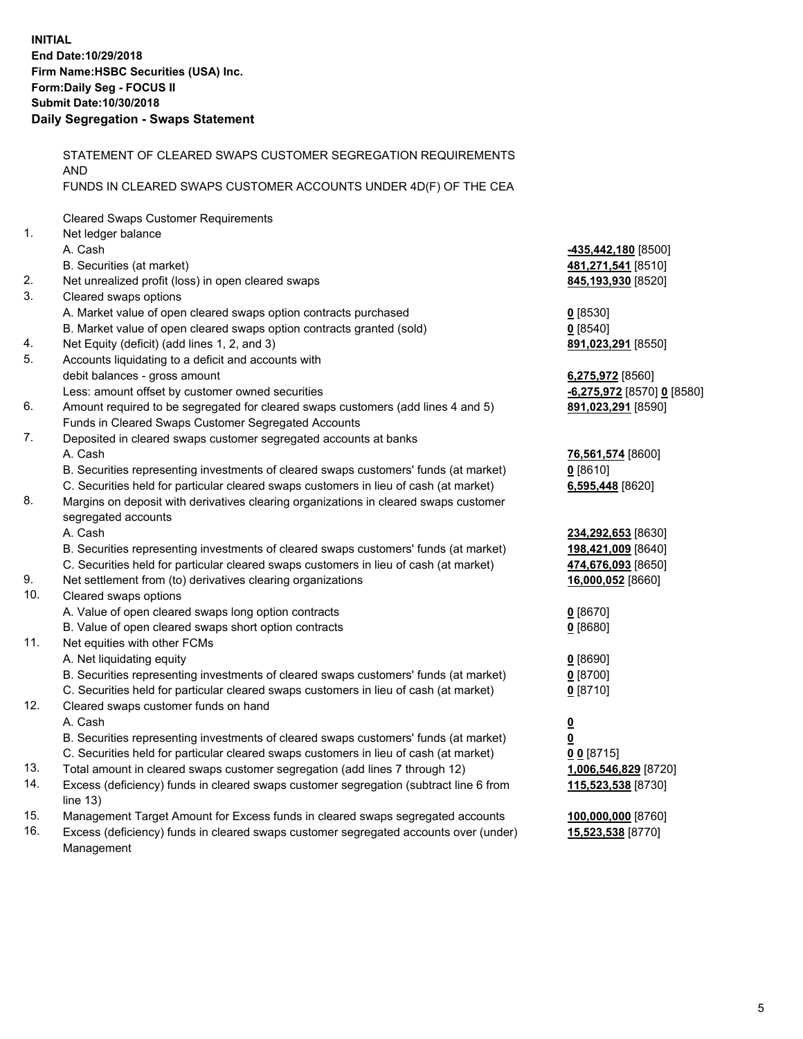**INITIAL**
**End Date:10/29/2018**
**Firm Name:HSBC Securities (USA) Inc.**
**Form:Daily Seg - FOCUS II**
**Submit Date:10/30/2018**
**Daily Segregation - Swaps Statement**

STATEMENT OF CLEARED SWAPS CUSTOMER SEGREGATION REQUIREMENTS AND FUNDS IN CLEARED SWAPS CUSTOMER ACCOUNTS UNDER 4D(F) OF THE CEA

| | | |
|---|---|---|
| | Cleared Swaps Customer Requirements | |
| 1. | Net ledger balance | |
| | A. Cash | **-435,442,180** [8500] |
| | B. Securities (at market) | **481,271,541** [8510] |
| 2. | Net unrealized profit (loss) in open cleared swaps | **845,193,930** [8520] |
| 3. | Cleared swaps options | |
| | A. Market value of open cleared swaps option contracts purchased | **0** [8530] |
| | B. Market value of open cleared swaps option contracts granted (sold) | **0** [8540] |
| 4. | Net Equity (deficit) (add lines 1, 2, and 3) | **891,023,291** [8550] |
| 5. | Accounts liquidating to a deficit and accounts with debit balances - gross amount | **6,275,972** [8560] |
| | Less: amount offset by customer owned securities | **-6,275,972** [8570] **0** [8580] |
| 6. | Amount required to be segregated for cleared swaps customers (add lines 4 and 5) | **891,023,291** [8590] |
| | Funds in Cleared Swaps Customer Segregated Accounts | |
| 7. | Deposited in cleared swaps customer segregated accounts at banks | |
| | A. Cash | **76,561,574** [8600] |
| | B. Securities representing investments of cleared swaps customers' funds (at market) | **0** [8610] |
| | C. Securities held for particular cleared swaps customers in lieu of cash (at market) | **6,595,448** [8620] |
| 8. | Margins on deposit with derivatives clearing organizations in cleared swaps customer segregated accounts | |
| | A. Cash | **234,292,653** [8630] |
| | B. Securities representing investments of cleared swaps customers' funds (at market) | **198,421,009** [8640] |
| | C. Securities held for particular cleared swaps customers in lieu of cash (at market) | **474,676,093** [8650] |
| 9. | Net settlement from (to) derivatives clearing organizations | **16,000,052** [8660] |
| 10. | Cleared swaps options | |
| | A. Value of open cleared swaps long option contracts | **0** [8670] |
| | B. Value of open cleared swaps short option contracts | **0** [8680] |
| 11. | Net equities with other FCMs | |
| | A. Net liquidating equity | **0** [8690] |
| | B. Securities representing investments of cleared swaps customers' funds (at market) | **0** [8700] |
| | C. Securities held for particular cleared swaps customers in lieu of cash (at market) | **0** [8710] |
| 12. | Cleared swaps customer funds on hand | |
| | A. Cash | **0** |
| | B. Securities representing investments of cleared swaps customers' funds (at market) | **0** |
| | C. Securities held for particular cleared swaps customers in lieu of cash (at market) | **0** **0** [8715] |
| 13. | Total amount in cleared swaps customer segregation (add lines 7 through 12) | **1,006,546,829** [8720] |
| 14. | Excess (deficiency) funds in cleared swaps customer segregation (subtract line 6 from line 13) | **115,523,538** [8730] |
| 15. | Management Target Amount for Excess funds in cleared swaps segregated accounts | **100,000,000** [8760] |
| 16. | Excess (deficiency) funds in cleared swaps customer segregated accounts over (under) Management | **15,523,538** [8770] |